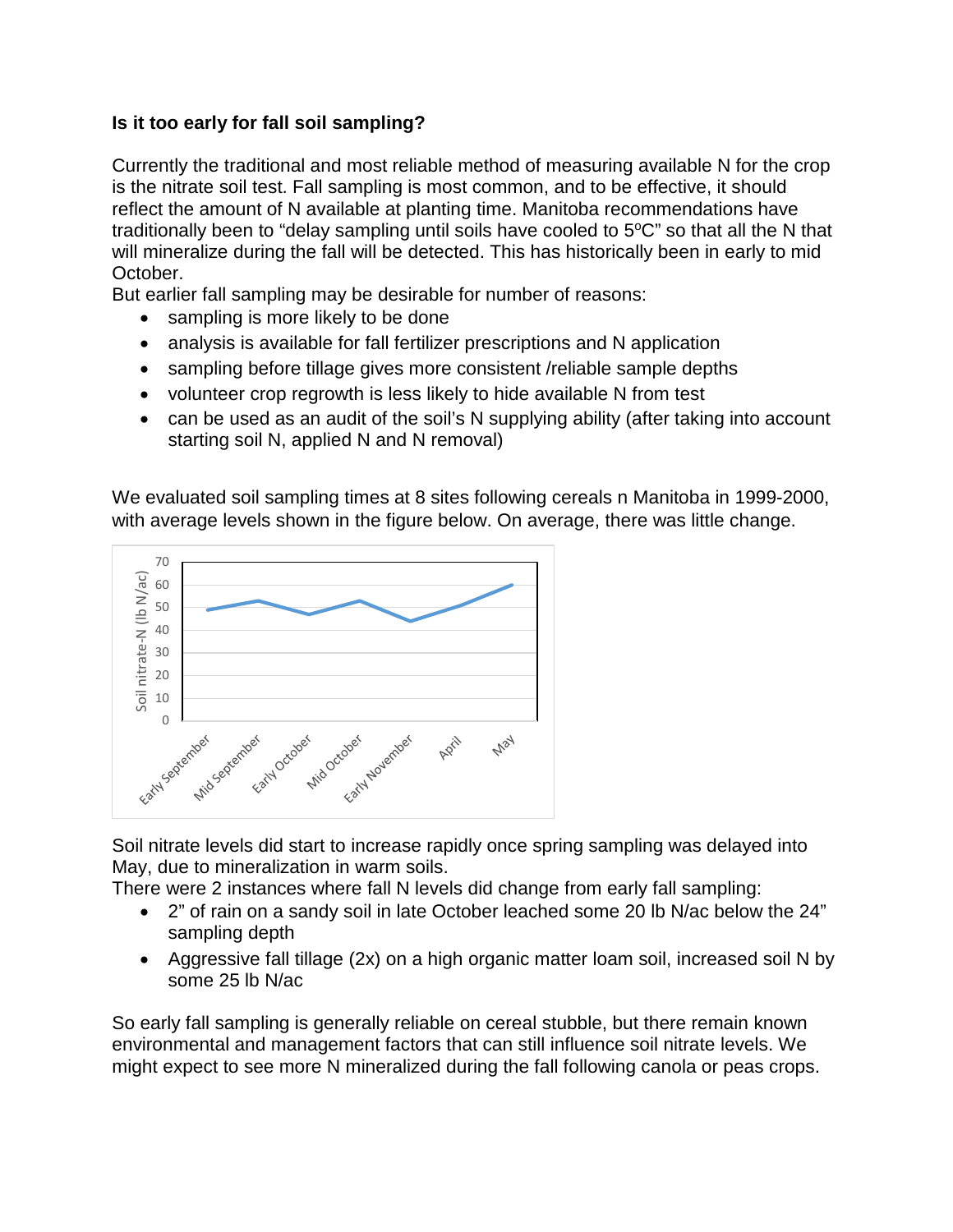**Is it too early for fall soil sampling?**

Currently the traditional and most reliable method of measuring available N for the crop is the nitrate soil test. Fall sampling is most common, and to be effective, it should reflect the amount of N available at planting time. Manitoba recommendations have traditionally been to "delay sampling until soils have cooled to 5ºC" so that all the N that will mineralize during the fall will be detected. This has historically been in early to mid October.

But earlier fall sampling may be desirable for number of reasons:

- sampling is more likely to be done
- analysis is available for fall fertilizer prescriptions and N application
- sampling before tillage gives more consistent /reliable sample depths
- volunteer crop regrowth is less likely to hide available N from test
- can be used as an audit of the soil's N supplying ability (after taking into account starting soil N, applied N and N removal)

We evaluated soil sampling times at 8 sites following cereals n Manitoba in 1999-2000, with average levels shown in the figure below. On average, there was little change.

Soil nitrate levels did start to increase rapidly once spring sampling was delayed into May, due to mineralization in warm soils.

There were 2 instances where fall N levels did change from early fall sampling:

- 2" of rain on a sandy soil in late October leached some 20 lb N/ac below the 24" sampling depth
- Aggressive fall tillage (2x) on a high organic matter loam soil, increased soil N by some 25 lb N/ac

So early fall sampling is generally reliable on cereal stubble, but there remain known environmental and management factors that can still influence soil nitrate levels. We might expect to see more N mineralized during the fall following canola or peas crops.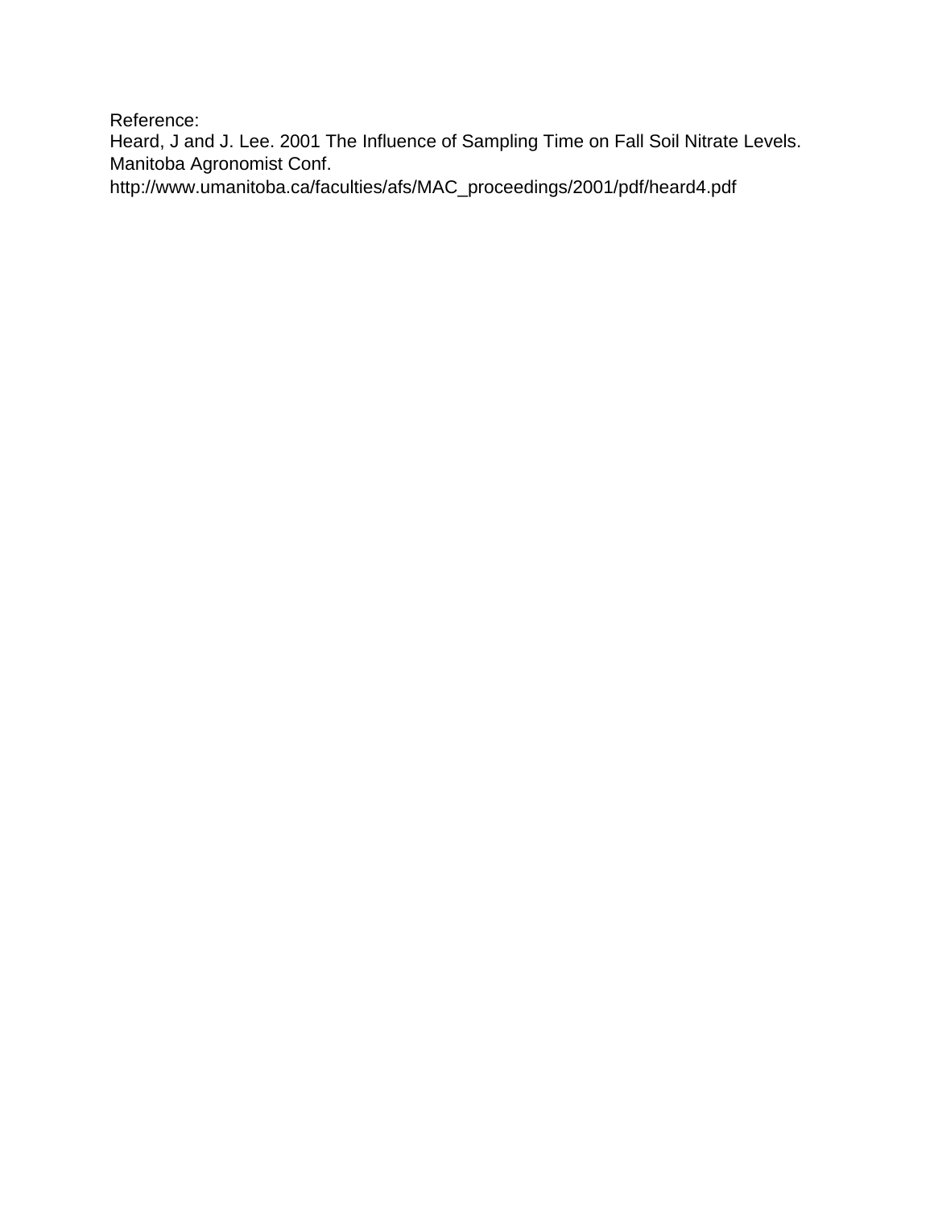Reference:
Heard, J and J. Lee. 2001 The Influence of Sampling Time on Fall Soil Nitrate Levels. Manitoba Agronomist Conf.
http://www.umanitoba.ca/faculties/afs/MAC_proceedings/2001/pdf/heard4.pdf